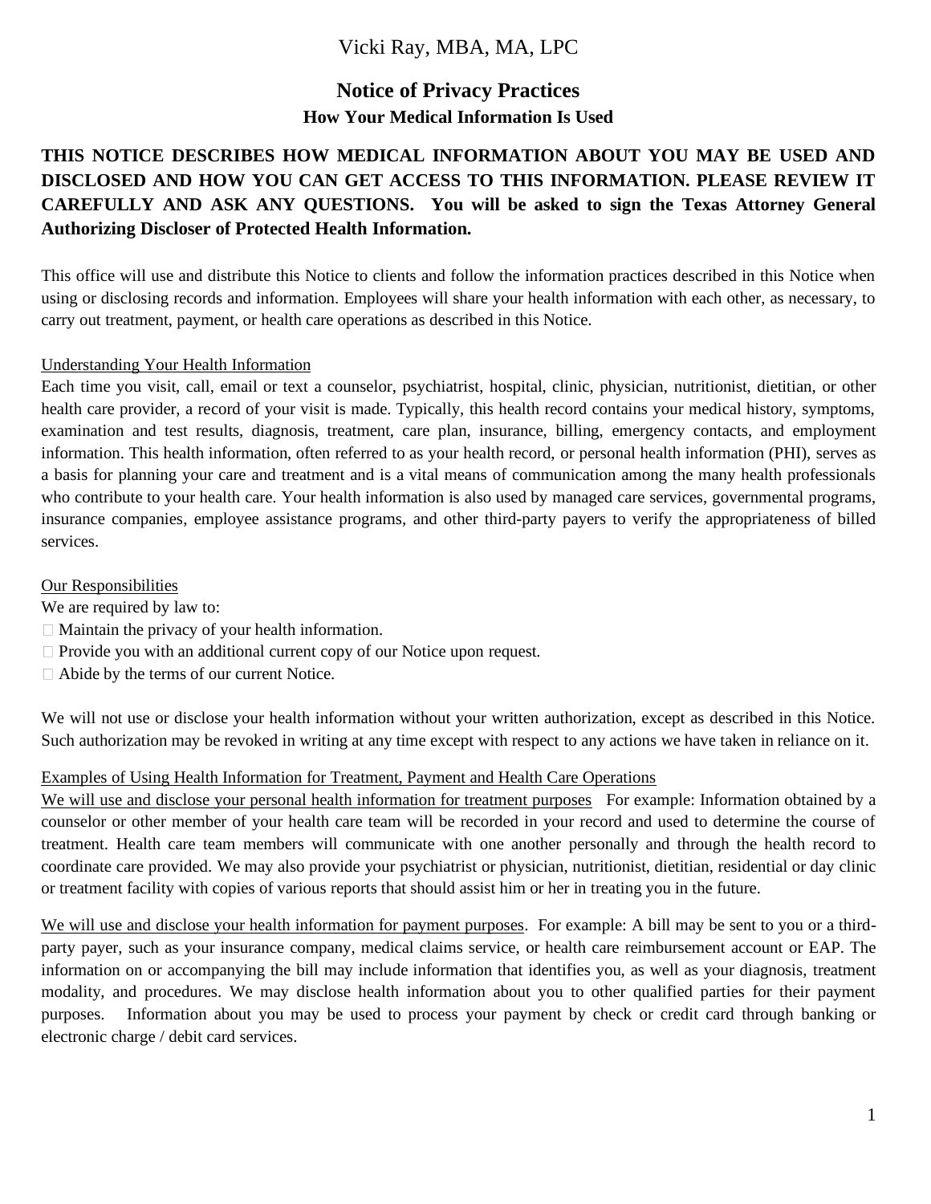Vicki Ray, MBA, MA, LPC

# Notice of Privacy Practices

## How Your Medical Information Is Used

**THIS NOTICE DESCRIBES HOW MEDICAL INFORMATION ABOUT YOU MAY BE USED AND DISCLOSED AND HOW YOU CAN GET ACCESS TO THIS INFORMATION. PLEASE REVIEW IT CAREFULLY AND ASK ANY QUESTIONS. You will be asked to sign the Texas Attorney General Authorizing Discloser of Protected Health Information.**

This office will use and distribute this Notice to clients and follow the information practices described in this Notice when using or disclosing records and information. Employees will share your health information with each other, as necessary, to carry out treatment, payment, or health care operations as described in this Notice.

<u>Understanding Your Health Information</u>

Each time you visit, call, email or text a counselor, psychiatrist, hospital, clinic, physician, nutritionist, dietitian, or other health care provider, a record of your visit is made. Typically, this health record contains your medical history, symptoms, examination and test results, diagnosis, treatment, care plan, insurance, billing, emergency contacts, and employment information. This health information, often referred to as your health record, or personal health information (PHI), serves as a basis for planning your care and treatment and is a vital means of communication among the many health professionals who contribute to your health care. Your health information is also used by managed care services, governmental programs, insurance companies, employee assistance programs, and other third-party payers to verify the appropriateness of billed services.

<u>Our Responsibilities</u>

We are required by law to:

- Maintain the privacy of your health information.
- Provide you with an additional current copy of our Notice upon request.
- Abide by the terms of our current Notice.

We will not use or disclose your health information without your written authorization, except as described in this Notice. Such authorization may be revoked in writing at any time except with respect to any actions we have taken in reliance on it.

<u>Examples of Using Health Information for Treatment, Payment and Health Care Operations</u>

<u>We will use and disclose your personal health information for treatment purposes</u> For example: Information obtained by a counselor or other member of your health care team will be recorded in your record and used to determine the course of treatment. Health care team members will communicate with one another personally and through the health record to coordinate care provided. We may also provide your psychiatrist or physician, nutritionist, dietitian, residential or day clinic or treatment facility with copies of various reports that should assist him or her in treating you in the future.

<u>We will use and disclose your health information for payment purposes</u>. For example: A bill may be sent to you or a third-party payer, such as your insurance company, medical claims service, or health care reimbursement account or EAP. The information on or accompanying the bill may include information that identifies you, as well as your diagnosis, treatment modality, and procedures. We may disclose health information about you to other qualified parties for their payment purposes. Information about you may be used to process your payment by check or credit card through banking or electronic charge / debit card services.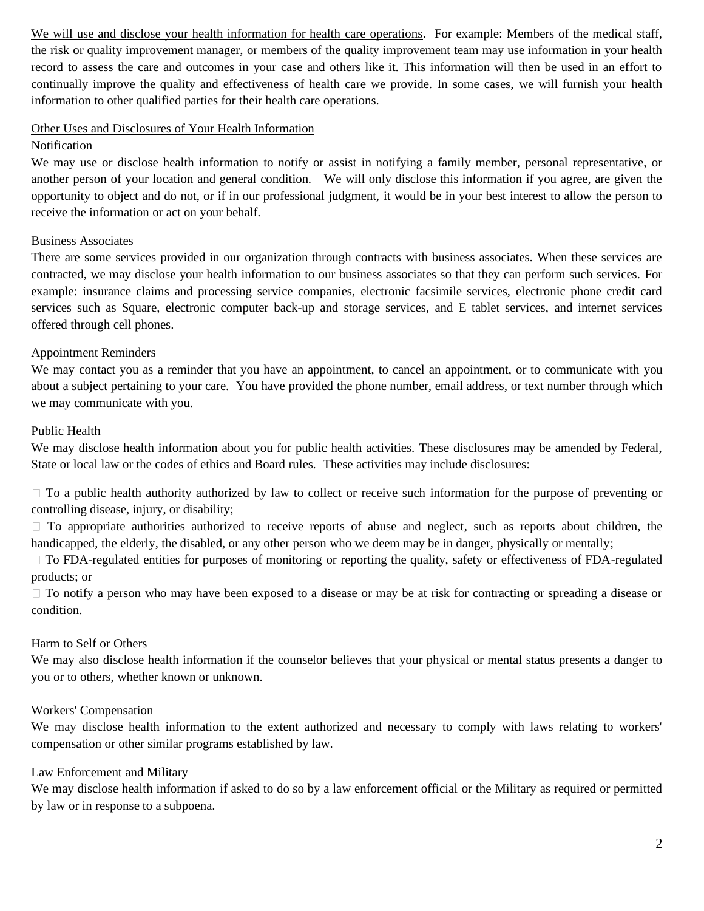We will use and disclose your health information for health care operations. For example: Members of the medical staff, the risk or quality improvement manager, or members of the quality improvement team may use information in your health record to assess the care and outcomes in your case and others like it. This information will then be used in an effort to continually improve the quality and effectiveness of health care we provide. In some cases, we will furnish your health information to other qualified parties for their health care operations.

Other Uses and Disclosures of Your Health Information

Notification

We may use or disclose health information to notify or assist in notifying a family member, personal representative, or another person of your location and general condition. We will only disclose this information if you agree, are given the opportunity to object and do not, or if in our professional judgment, it would be in your best interest to allow the person to receive the information or act on your behalf.

Business Associates

There are some services provided in our organization through contracts with business associates. When these services are contracted, we may disclose your health information to our business associates so that they can perform such services. For example: insurance claims and processing service companies, electronic facsimile services, electronic phone credit card services such as Square, electronic computer back-up and storage services, and E tablet services, and internet services offered through cell phones.

Appointment Reminders

We may contact you as a reminder that you have an appointment, to cancel an appointment, or to communicate with you about a subject pertaining to your care. You have provided the phone number, email address, or text number through which we may communicate with you.

Public Health

We may disclose health information about you for public health activities. These disclosures may be amended by Federal, State or local law or the codes of ethics and Board rules. These activities may include disclosures:

- To a public health authority authorized by law to collect or receive such information for the purpose of preventing or controlling disease, injury, or disability;
- To appropriate authorities authorized to receive reports of abuse and neglect, such as reports about children, the handicapped, the elderly, the disabled, or any other person who we deem may be in danger, physically or mentally;
- To FDA-regulated entities for purposes of monitoring or reporting the quality, safety or effectiveness of FDA-regulated products; or
- To notify a person who may have been exposed to a disease or may be at risk for contracting or spreading a disease or condition.

Harm to Self or Others

We may also disclose health information if the counselor believes that your physical or mental status presents a danger to you or to others, whether known or unknown.

Workers' Compensation

We may disclose health information to the extent authorized and necessary to comply with laws relating to workers' compensation or other similar programs established by law.

Law Enforcement and Military

We may disclose health information if asked to do so by a law enforcement official or the Military as required or permitted by law or in response to a subpoena.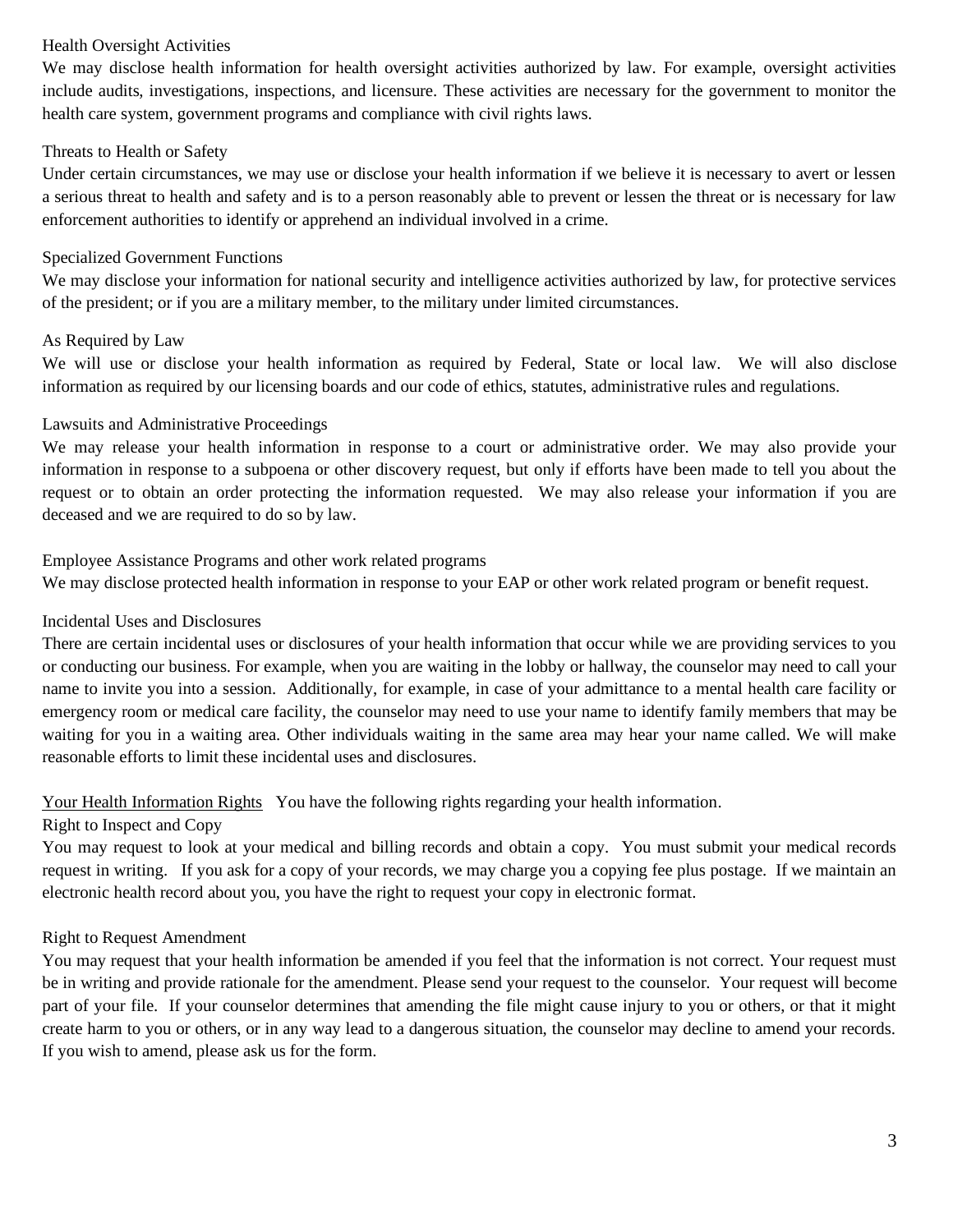### Health Oversight Activities

We may disclose health information for health oversight activities authorized by law. For example, oversight activities include audits, investigations, inspections, and licensure. These activities are necessary for the government to monitor the health care system, government programs and compliance with civil rights laws.

### Threats to Health or Safety

Under certain circumstances, we may use or disclose your health information if we believe it is necessary to avert or lessen a serious threat to health and safety and is to a person reasonably able to prevent or lessen the threat or is necessary for law enforcement authorities to identify or apprehend an individual involved in a crime.

### Specialized Government Functions

We may disclose your information for national security and intelligence activities authorized by law, for protective services of the president; or if you are a military member, to the military under limited circumstances.

### As Required by Law

We will use or disclose your health information as required by Federal, State or local law. We will also disclose information as required by our licensing boards and our code of ethics, statutes, administrative rules and regulations.

### Lawsuits and Administrative Proceedings

We may release your health information in response to a court or administrative order. We may also provide your information in response to a subpoena or other discovery request, but only if efforts have been made to tell you about the request or to obtain an order protecting the information requested. We may also release your information if you are deceased and we are required to do so by law.

### Employee Assistance Programs and other work related programs

We may disclose protected health information in response to your EAP or other work related program or benefit request.

### Incidental Uses and Disclosures

There are certain incidental uses or disclosures of your health information that occur while we are providing services to you or conducting our business. For example, when you are waiting in the lobby or hallway, the counselor may need to call your name to invite you into a session. Additionally, for example, in case of your admittance to a mental health care facility or emergency room or medical care facility, the counselor may need to use your name to identify family members that may be waiting for you in a waiting area. Other individuals waiting in the same area may hear your name called. We will make reasonable efforts to limit these incidental uses and disclosures.

## Your Health Information Rights

You have the following rights regarding your health information.

### Right to Inspect and Copy

You may request to look at your medical and billing records and obtain a copy. You must submit your medical records request in writing. If you ask for a copy of your records, we may charge you a copying fee plus postage. If we maintain an electronic health record about you, you have the right to request your copy in electronic format.

### Right to Request Amendment

You may request that your health information be amended if you feel that the information is not correct. Your request must be in writing and provide rationale for the amendment. Please send your request to the counselor. Your request will become part of your file. If your counselor determines that amending the file might cause injury to you or others, or that it might create harm to you or others, or in any way lead to a dangerous situation, the counselor may decline to amend your records. If you wish to amend, please ask us for the form.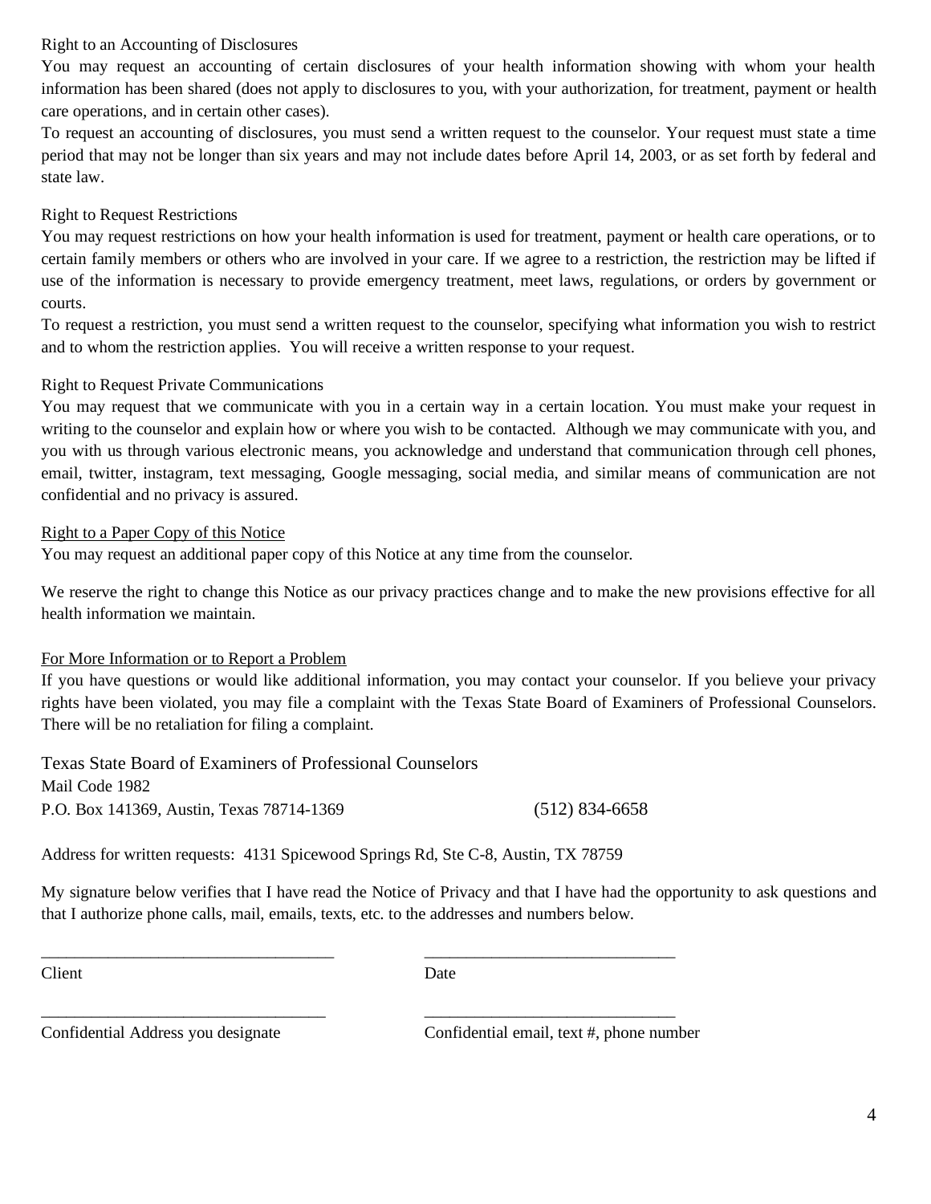Right to an Accounting of Disclosures

You may request an accounting of certain disclosures of your health information showing with whom your health information has been shared (does not apply to disclosures to you, with your authorization, for treatment, payment or health care operations, and in certain other cases).

To request an accounting of disclosures, you must send a written request to the counselor. Your request must state a time period that may not be longer than six years and may not include dates before April 14, 2003, or as set forth by federal and state law.

Right to Request Restrictions

You may request restrictions on how your health information is used for treatment, payment or health care operations, or to certain family members or others who are involved in your care. If we agree to a restriction, the restriction may be lifted if use of the information is necessary to provide emergency treatment, meet laws, regulations, or orders by government or courts.

To request a restriction, you must send a written request to the counselor, specifying what information you wish to restrict and to whom the restriction applies. You will receive a written response to your request.

Right to Request Private Communications

You may request that we communicate with you in a certain way in a certain location. You must make your request in writing to the counselor and explain how or where you wish to be contacted. Although we may communicate with you, and you with us through various electronic means, you acknowledge and understand that communication through cell phones, email, twitter, instagram, text messaging, Google messaging, social media, and similar means of communication are not confidential and no privacy is assured.

<u>Right to a Paper Copy of this Notice</u>

You may request an additional paper copy of this Notice at any time from the counselor.

We reserve the right to change this Notice as our privacy practices change and to make the new provisions effective for all health information we maintain.

<u>For More Information or to Report a Problem</u>

If you have questions or would like additional information, you may contact your counselor. If you believe your privacy rights have been violated, you may file a complaint with the Texas State Board of Examiners of Professional Counselors. There will be no retaliation for filing a complaint.

Texas State Board of Examiners of Professional Counselors
Mail Code 1982
P.O. Box 141369, Austin, Texas 78714-1369 (512) 834-6658

Address for written requests: 4131 Spicewood Springs Rd, Ste C-8, Austin, TX 78759

My signature below verifies that I have read the Notice of Privacy and that I have had the opportunity to ask questions and that I authorize phone calls, mail, emails, texts, etc. to the addresses and numbers below.

___________________________________ ______________________________
Client Date

__________________________________ ______________________________
Confidential Address you designate Confidential email, text #, phone number